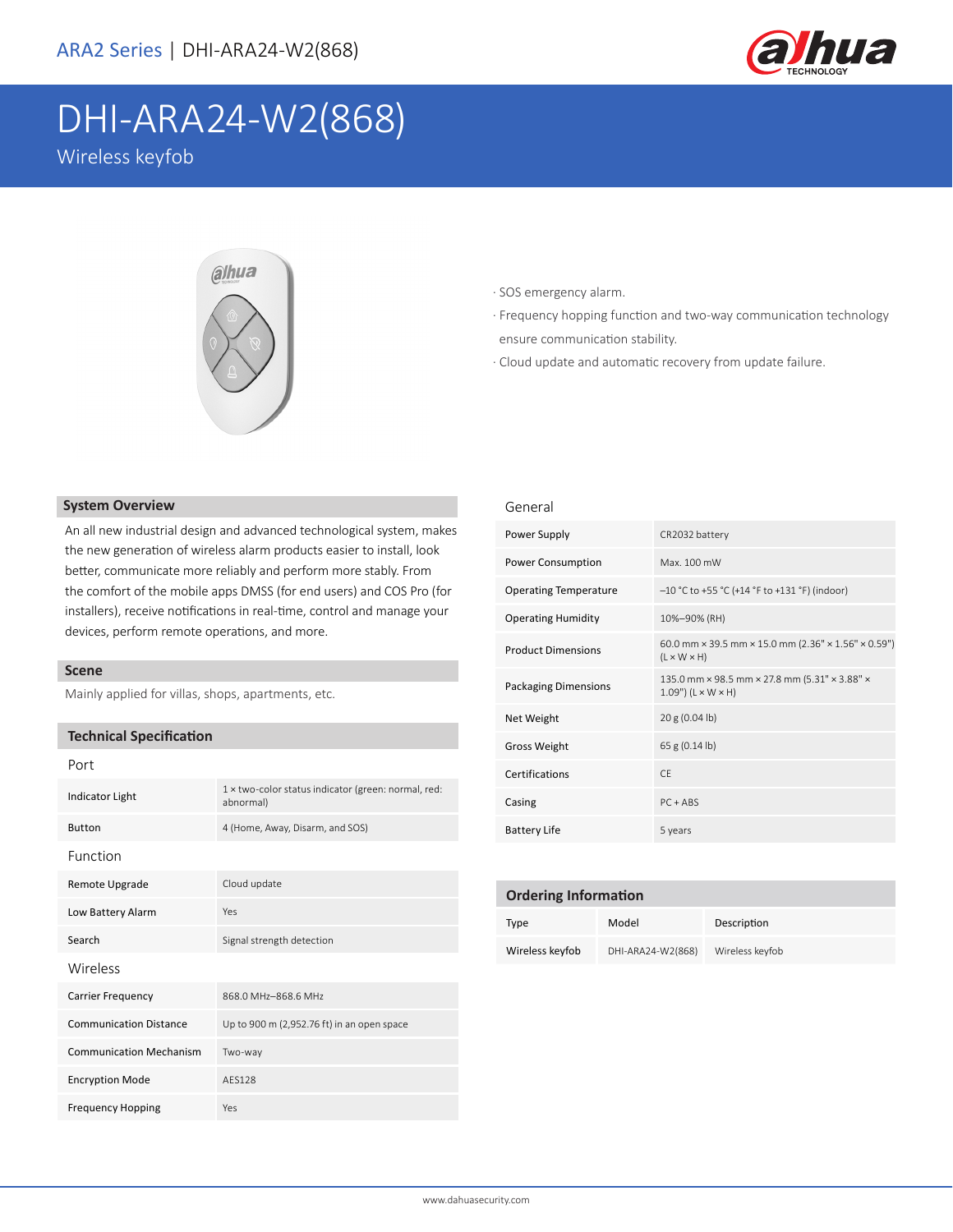# DHI-ARA24-W2(868)

Wireless keyfob

· SOS emergency alarm.
· Frequency hopping function and two-way communication technology ensure communication stability.
· Cloud update and automatic recovery from update failure.

## System Overview

An all new industrial design and advanced technological system, makes the new generation of wireless alarm products easier to install, look better, communicate more reliably and perform more stably. From the comfort of the mobile apps DMSS (for end users) and COS Pro (for installers), receive notifications in real-time, control and manage your devices, perform remote operations, and more.

## Scene

Mainly applied for villas, shops, apartments, etc.

## Technical Specification

### Port

| | |
|---|---|
| Indicator Light | 1 × two-color status indicator (green: normal, red: abnormal) |
| Button | 4 (Home, Away, Disarm, and SOS) |

### Function

| | |
|---|---|
| Remote Upgrade | Cloud update |
| Low Battery Alarm | Yes |
| Search | Signal strength detection |

### Wireless

| | |
|---|---|
| Carrier Frequency | 868.0 MHz–868.6 MHz |
| Communication Distance | Up to 900 m (2,952.76 ft) in an open space |
| Communication Mechanism | Two-way |
| Encryption Mode | AES128 |
| Frequency Hopping | Yes |

### General

| | |
|---|---|
| Power Supply | CR2032 battery |
| Power Consumption | Max. 100 mW |
| Operating Temperature | –10 °C to +55 °C (+14 °F to +131 °F) (indoor) |
| Operating Humidity | 10%–90% (RH) |
| Product Dimensions | 60.0 mm × 39.5 mm × 15.0 mm (2.36" × 1.56" × 0.59") (L × W × H) |
| Packaging Dimensions | 135.0 mm × 98.5 mm × 27.8 mm (5.31" × 3.88" × 1.09") (L × W × H) |
| Net Weight | 20 g (0.04 lb) |
| Gross Weight | 65 g (0.14 lb) |
| Certifications | CE |
| Casing | PC + ABS |
| Battery Life | 5 years |

## Ordering Information

| Type | Model | Description |
|---|---|---|
| Wireless keyfob | DHI-ARA24-W2(868) | Wireless keyfob |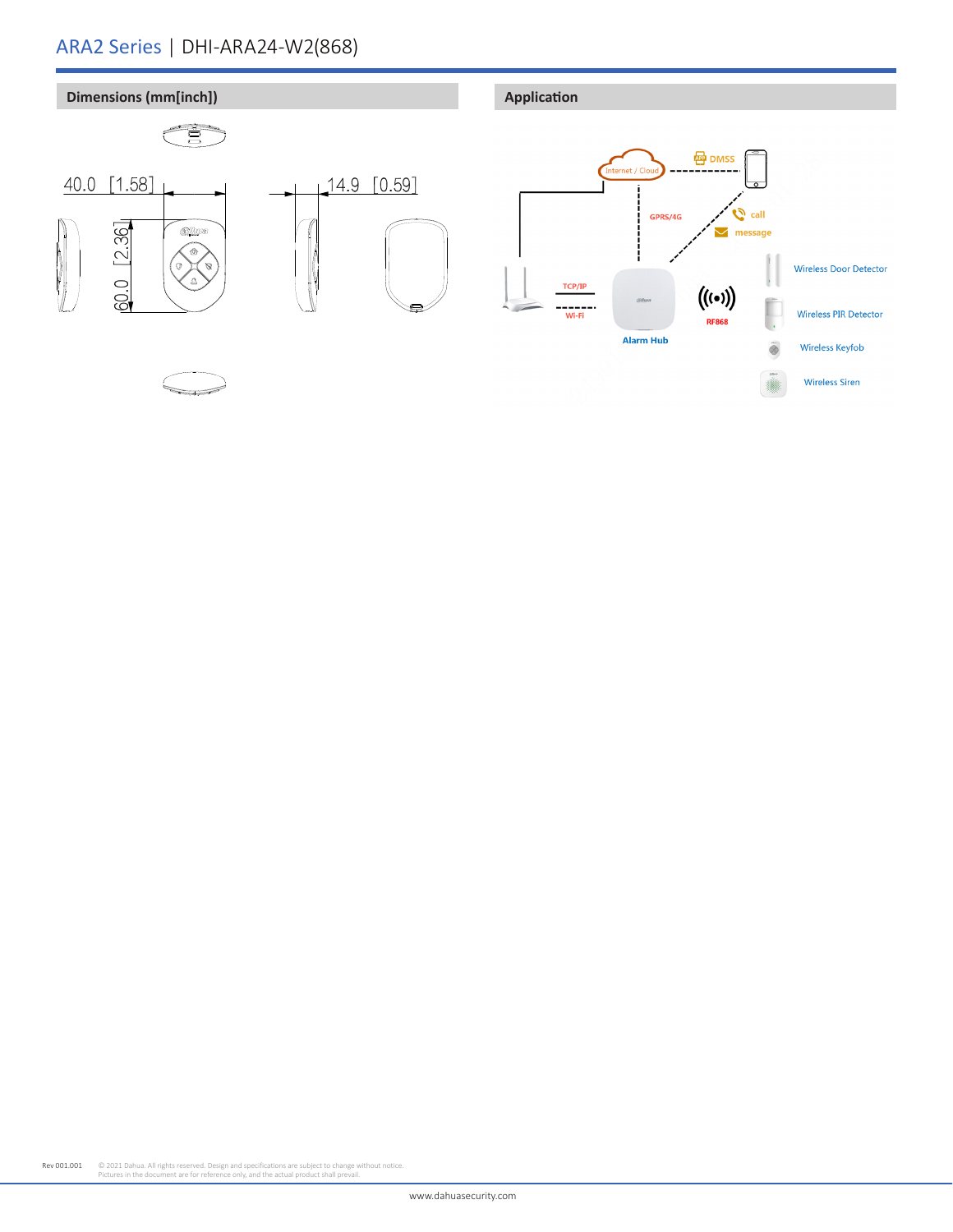## Dimensions (mm[inch])

40.0 [1.58]

14.9 [0.59]

60.0 [2.36]

## Application

Internet / Cloud

DMSS

GPRS/4G

call

message

TCP/IP

Wi-Fi

Alarm Hub

RF868

Wireless Door Detector

Wireless PIR Detector

Wireless Keyfob

Wireless Siren

Rev 001.001

© 2021 Dahua. All rights reserved. Design and specifications are subject to change without notice.
Pictures in the document are for reference only, and the actual product shall prevail.